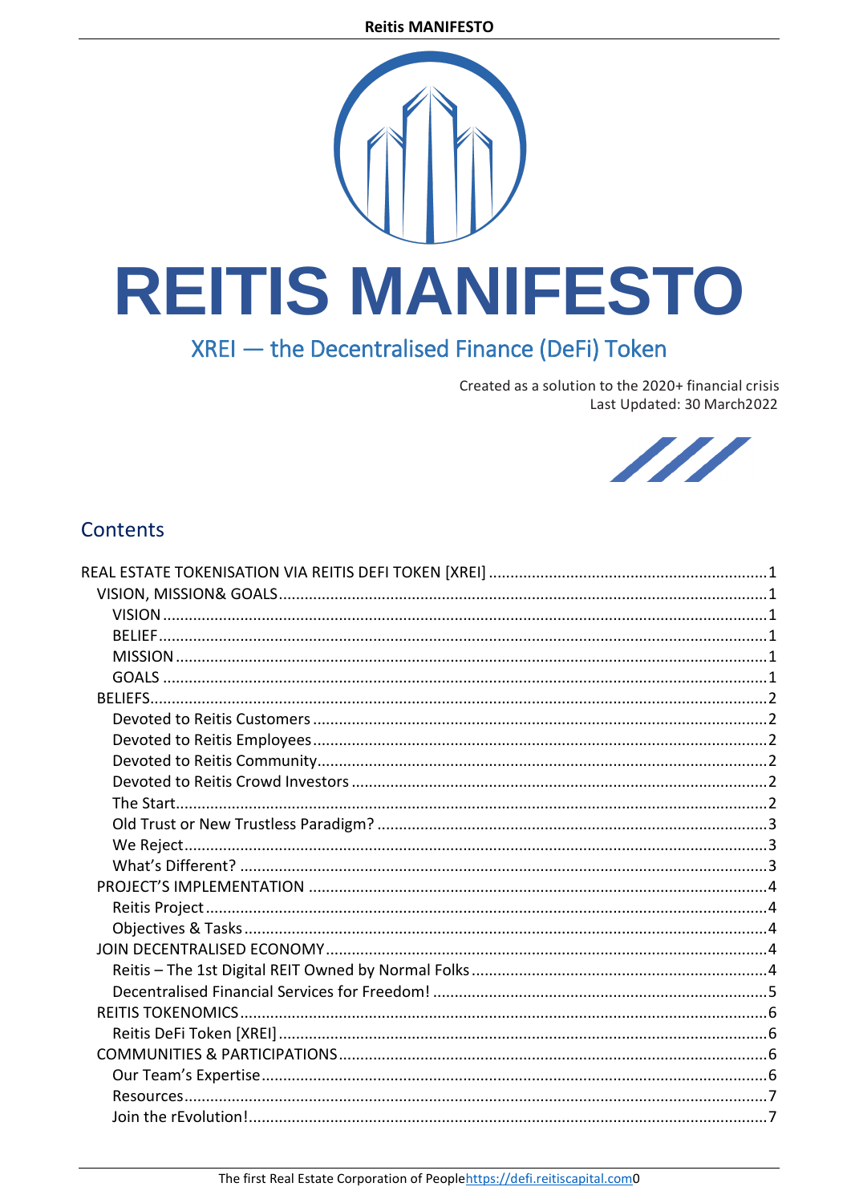# REITIS MANIFESTO

## XREI — the Decentralised Finance (DeFi) Token

Created as a solution to the 2020+ financial crisis
Last Updated: 30 March2022

## Contents

- REAL ESTATE TOKENISATION VIA REITIS DEFI TOKEN [XREI] ..... 1
  - VISION, MISSION& GOALS ..... 1
    - VISION ..... 1
    - BELIEF ..... 1
    - MISSION ..... 1
    - GOALS ..... 1
  - BELIEFS ..... 2
    - Devoted to Reitis Customers ..... 2
    - Devoted to Reitis Employees ..... 2
    - Devoted to Reitis Community ..... 2
    - Devoted to Reitis Crowd Investors ..... 2
    - The Start ..... 2
    - Old Trust or New Trustless Paradigm? ..... 3
    - We Reject ..... 3
    - What's Different? ..... 3
  - PROJECT'S IMPLEMENTATION ..... 4
    - Reitis Project ..... 4
    - Objectives & Tasks ..... 4
  - JOIN DECENTRALISED ECONOMY ..... 4
    - Reitis – The 1st Digital REIT Owned by Normal Folks ..... 4
    - Decentralised Financial Services for Freedom! ..... 5
  - REITIS TOKENOMICS ..... 6
    - Reitis DeFi Token [XREI] ..... 6
  - COMMUNITIES & PARTICIPATIONS ..... 6
    - Our Team's Expertise ..... 6
    - Resources ..... 7
    - Join the rEvolution! ..... 7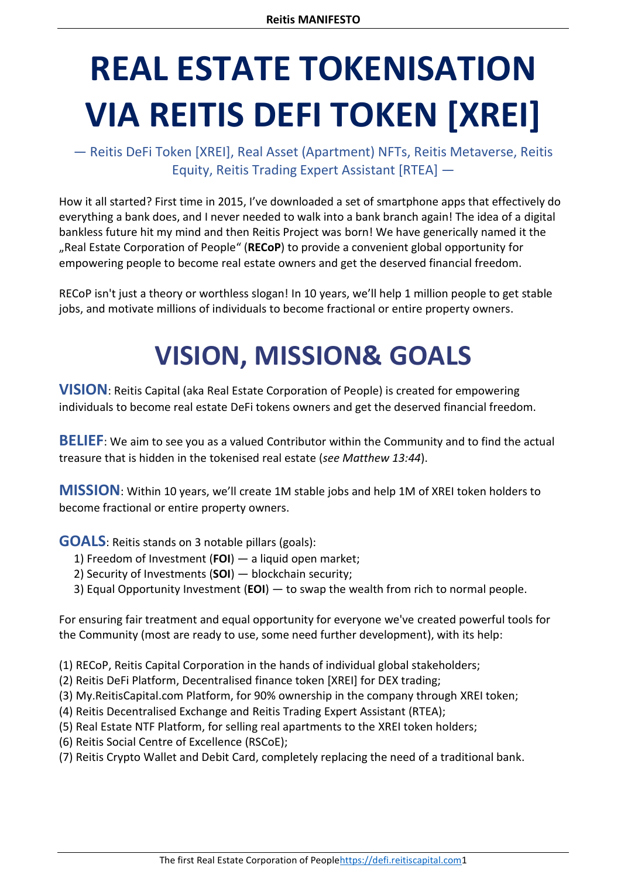# REAL ESTATE TOKENISATION VIA REITIS DEFI TOKEN [XREI]

— Reitis DeFi Token [XREI], Real Asset (Apartment) NFTs, Reitis Metaverse, Reitis Equity, Reitis Trading Expert Assistant [RTEA] —

How it all started? First time in 2015, I've downloaded a set of smartphone apps that effectively do everything a bank does, and I never needed to walk into a bank branch again! The idea of a digital bankless future hit my mind and then Reitis Project was born! We have generically named it the „Real Estate Corporation of People" (**RECoP**) to provide a convenient global opportunity for empowering people to become real estate owners and get the deserved financial freedom.

RECoP isn't just a theory or worthless slogan! In 10 years, we'll help 1 million people to get stable jobs, and motivate millions of individuals to become fractional or entire property owners.

# VISION, MISSION& GOALS

**VISION**: Reitis Capital (aka Real Estate Corporation of People) is created for empowering individuals to become real estate DeFi tokens owners and get the deserved financial freedom.

**BELIEF**: We aim to see you as a valued Contributor within the Community and to find the actual treasure that is hidden in the tokenised real estate (*see Matthew 13:44*).

**MISSION**: Within 10 years, we'll create 1M stable jobs and help 1M of XREI token holders to become fractional or entire property owners.

**GOALS**: Reitis stands on 3 notable pillars (goals):

1) Freedom of Investment (**FOI**) — a liquid open market;
2) Security of Investments (**SOI**) — blockchain security;
3) Equal Opportunity Investment (**EOI**) — to swap the wealth from rich to normal people.

For ensuring fair treatment and equal opportunity for everyone we've created powerful tools for the Community (most are ready to use, some need further development), with its help:

(1) RECoP, Reitis Capital Corporation in the hands of individual global stakeholders;
(2) Reitis DeFi Platform, Decentralised finance token [XREI] for DEX trading;
(3) My.ReitisCapital.com Platform, for 90% ownership in the company through XREI token;
(4) Reitis Decentralised Exchange and Reitis Trading Expert Assistant (RTEA);
(5) Real Estate NTF Platform, for selling real apartments to the XREI token holders;
(6) Reitis Social Centre of Excellence (RSCoE);
(7) Reitis Crypto Wallet and Debit Card, completely replacing the need of a traditional bank.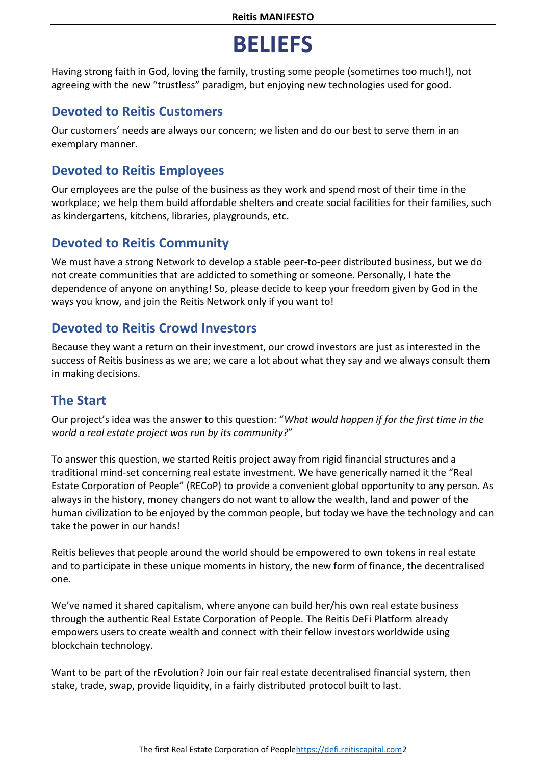# BELIEFS

Having strong faith in God, loving the family, trusting some people (sometimes too much!), not agreeing with the new "trustless" paradigm, but enjoying new technologies used for good.

## Devoted to Reitis Customers

Our customers' needs are always our concern; we listen and do our best to serve them in an exemplary manner.

## Devoted to Reitis Employees

Our employees are the pulse of the business as they work and spend most of their time in the workplace; we help them build affordable shelters and create social facilities for their families, such as kindergartens, kitchens, libraries, playgrounds, etc.

## Devoted to Reitis Community

We must have a strong Network to develop a stable peer-to-peer distributed business, but we do not create communities that are addicted to something or someone. Personally, I hate the dependence of anyone on anything! So, please decide to keep your freedom given by God in the ways you know, and join the Reitis Network only if you want to!

## Devoted to Reitis Crowd Investors

Because they want a return on their investment, our crowd investors are just as interested in the success of Reitis business as we are; we care a lot about what they say and we always consult them in making decisions.

## The Start

Our project's idea was the answer to this question: "*What would happen if for the first time in the world a real estate project was run by its community?*"

To answer this question, we started Reitis project away from rigid financial structures and a traditional mind-set concerning real estate investment. We have generically named it the "Real Estate Corporation of People" (RECoP) to provide a convenient global opportunity to any person. As always in the history, money changers do not want to allow the wealth, land and power of the human civilization to be enjoyed by the common people, but today we have the technology and can take the power in our hands!

Reitis believes that people around the world should be empowered to own tokens in real estate and to participate in these unique moments in history, the new form of finance, the decentralised one.

We've named it shared capitalism, where anyone can build her/his own real estate business through the authentic Real Estate Corporation of People. The Reitis DeFi Platform already empowers users to create wealth and connect with their fellow investors worldwide using blockchain technology.

Want to be part of the rEvolution? Join our fair real estate decentralised financial system, then stake, trade, swap, provide liquidity, in a fairly distributed protocol built to last.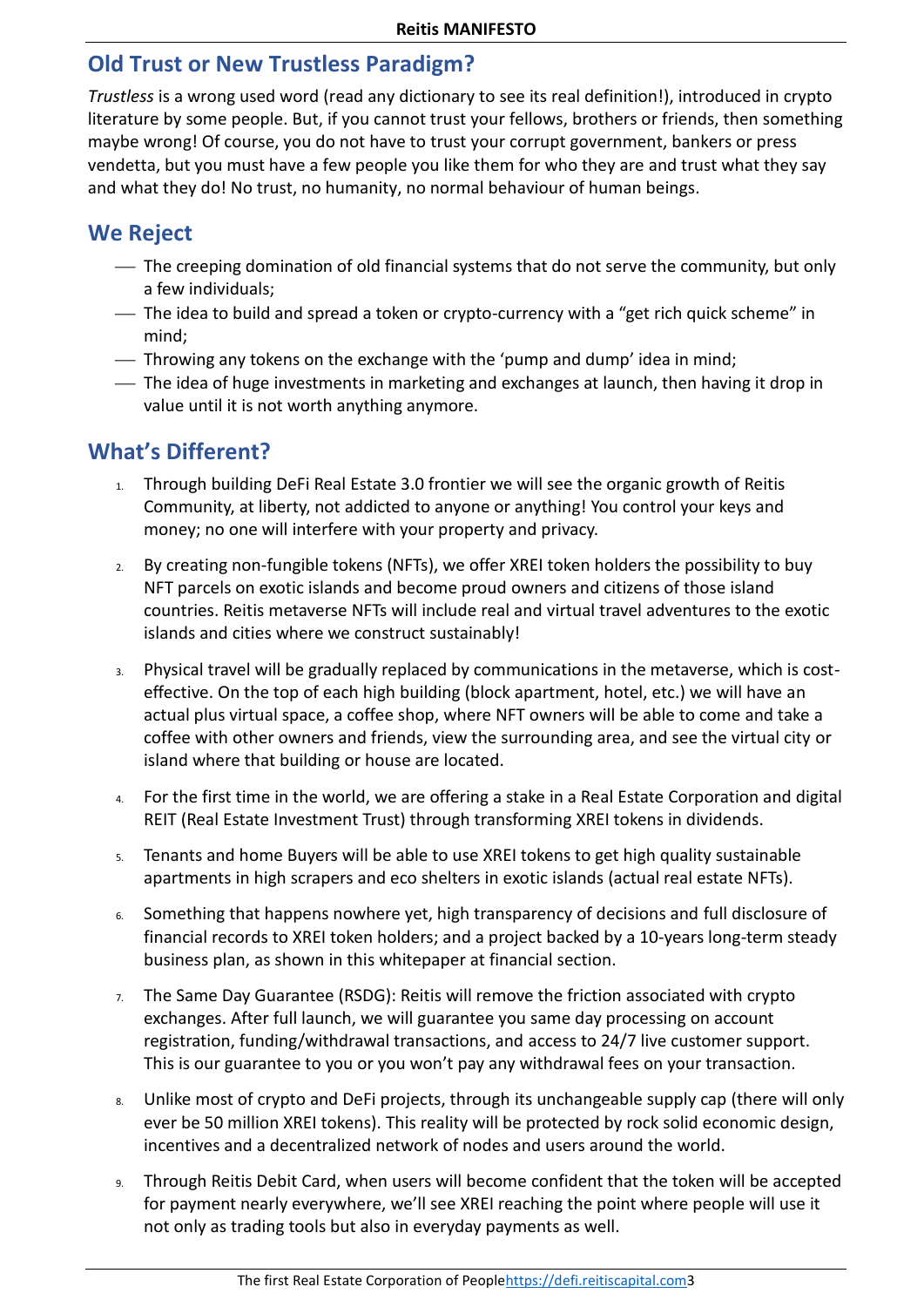## Old Trust or New Trustless Paradigm?

*Trustless* is a wrong used word (read any dictionary to see its real definition!), introduced in crypto literature by some people. But, if you cannot trust your fellows, brothers or friends, then something maybe wrong! Of course, you do not have to trust your corrupt government, bankers or press vendetta, but you must have a few people you like them for who they are and trust what they say and what they do! No trust, no humanity, no normal behaviour of human beings.

## We Reject

- The creeping domination of old financial systems that do not serve the community, but only a few individuals;
- The idea to build and spread a token or crypto-currency with a “get rich quick scheme” in mind;
- Throwing any tokens on the exchange with the ‘pump and dump’ idea in mind;
- The idea of huge investments in marketing and exchanges at launch, then having it drop in value until it is not worth anything anymore.

## What’s Different?

1. Through building DeFi Real Estate 3.0 frontier we will see the organic growth of Reitis Community, at liberty, not addicted to anyone or anything! You control your keys and money; no one will interfere with your property and privacy.

2. By creating non-fungible tokens (NFTs), we offer XREI token holders the possibility to buy NFT parcels on exotic islands and become proud owners and citizens of those island countries. Reitis metaverse NFTs will include real and virtual travel adventures to the exotic islands and cities where we construct sustainably!

3. Physical travel will be gradually replaced by communications in the metaverse, which is cost-effective. On the top of each high building (block apartment, hotel, etc.) we will have an actual plus virtual space, a coffee shop, where NFT owners will be able to come and take a coffee with other owners and friends, view the surrounding area, and see the virtual city or island where that building or house are located.

4. For the first time in the world, we are offering a stake in a Real Estate Corporation and digital REIT (Real Estate Investment Trust) through transforming XREI tokens in dividends.

5. Tenants and home Buyers will be able to use XREI tokens to get high quality sustainable apartments in high scrapers and eco shelters in exotic islands (actual real estate NFTs).

6. Something that happens nowhere yet, high transparency of decisions and full disclosure of financial records to XREI token holders; and a project backed by a 10-years long-term steady business plan, as shown in this whitepaper at financial section.

7. The Same Day Guarantee (RSDG): Reitis will remove the friction associated with crypto exchanges. After full launch, we will guarantee you same day processing on account registration, funding/withdrawal transactions, and access to 24/7 live customer support. This is our guarantee to you or you won’t pay any withdrawal fees on your transaction.

8. Unlike most of crypto and DeFi projects, through its unchangeable supply cap (there will only ever be 50 million XREI tokens). This reality will be protected by rock solid economic design, incentives and a decentralized network of nodes and users around the world.

9. Through Reitis Debit Card, when users will become confident that the token will be accepted for payment nearly everywhere, we’ll see XREI reaching the point where people will use it not only as trading tools but also in everyday payments as well.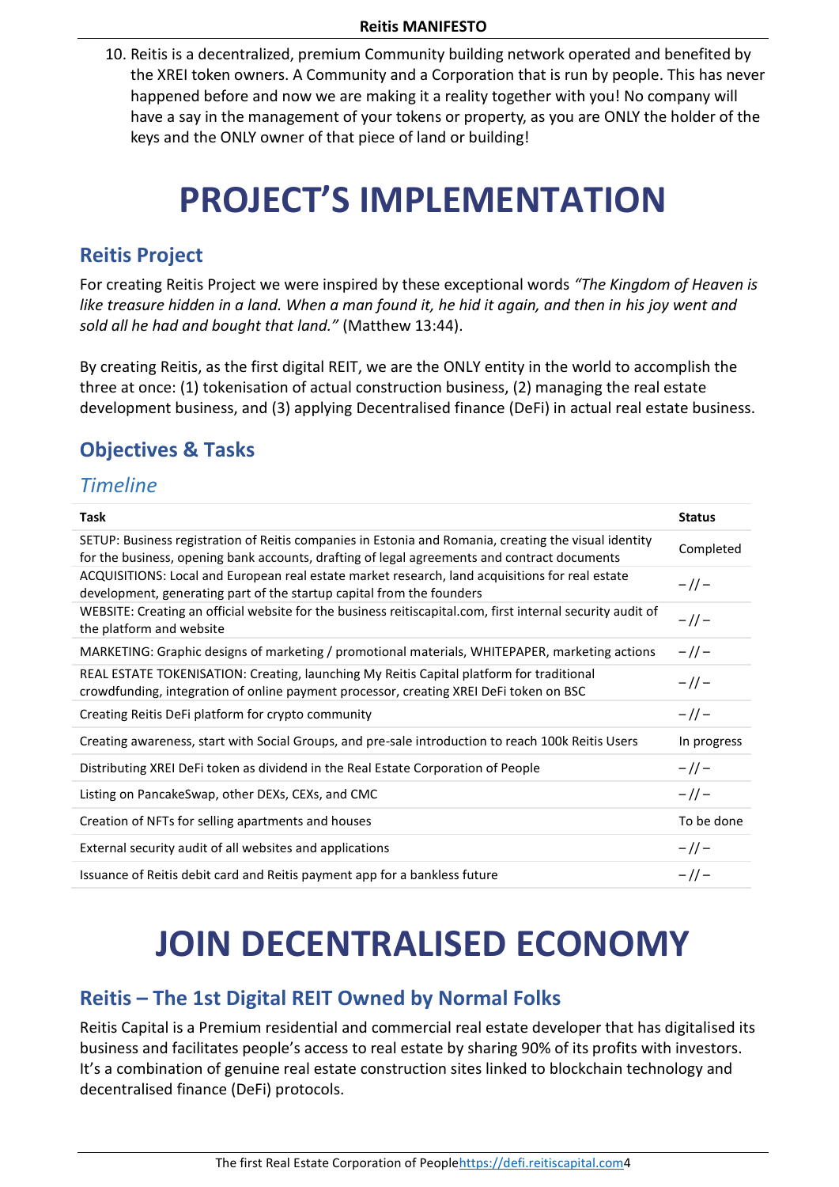10. Reitis is a decentralized, premium Community building network operated and benefited by the XREI token owners. A Community and a Corporation that is run by people. This has never happened before and now we are making it a reality together with you! No company will have a say in the management of your tokens or property, as you are ONLY the holder of the keys and the ONLY owner of that piece of land or building!

# PROJECT'S IMPLEMENTATION

## Reitis Project

For creating Reitis Project we were inspired by these exceptional words *"The Kingdom of Heaven is like treasure hidden in a land. When a man found it, he hid it again, and then in his joy went and sold all he had and bought that land."* (Matthew 13:44).

By creating Reitis, as the first digital REIT, we are the ONLY entity in the world to accomplish the three at once: (1) tokenisation of actual construction business, (2) managing the real estate development business, and (3) applying Decentralised finance (DeFi) in actual real estate business.

## Objectives & Tasks

### *Timeline*

| Task | Status |
|---|---|
| SETUP: Business registration of Reitis companies in Estonia and Romania, creating the visual identity for the business, opening bank accounts, drafting of legal agreements and contract documents | Completed |
| ACQUISITIONS: Local and European real estate market research, land acquisitions for real estate development, generating part of the startup capital from the founders | – // – |
| WEBSITE: Creating an official website for the business reitiscapital.com, first internal security audit of the platform and website | – // – |
| MARKETING: Graphic designs of marketing / promotional materials, WHITEPAPER, marketing actions | – // – |
| REAL ESTATE TOKENISATION: Creating, launching My Reitis Capital platform for traditional crowdfunding, integration of online payment processor, creating XREI DeFi token on BSC | – // – |
| Creating Reitis DeFi platform for crypto community | – // – |
| Creating awareness, start with Social Groups, and pre-sale introduction to reach 100k Reitis Users | In progress |
| Distributing XREI DeFi token as dividend in the Real Estate Corporation of People | – // – |
| Listing on PancakeSwap, other DEXs, CEXs, and CMC | – // – |
| Creation of NFTs for selling apartments and houses | To be done |
| External security audit of all websites and applications | – // – |
| Issuance of Reitis debit card and Reitis payment app for a bankless future | – // – |

# JOIN DECENTRALISED ECONOMY

## Reitis – The 1st Digital REIT Owned by Normal Folks

Reitis Capital is a Premium residential and commercial real estate developer that has digitalised its business and facilitates people's access to real estate by sharing 90% of its profits with investors. It's a combination of genuine real estate construction sites linked to blockchain technology and decentralised finance (DeFi) protocols.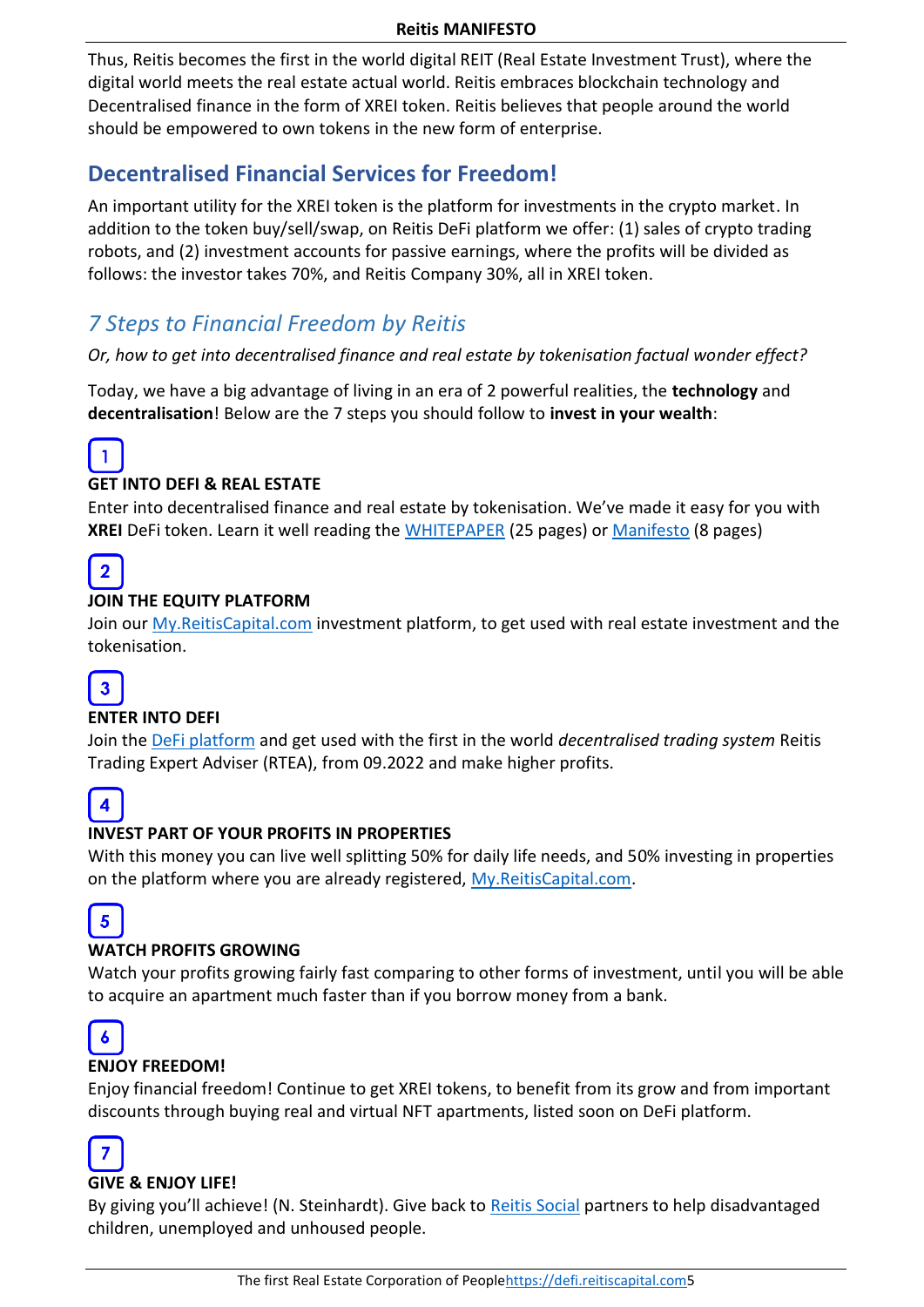Thus, Reitis becomes the first in the world digital REIT (Real Estate Investment Trust), where the digital world meets the real estate actual world. Reitis embraces blockchain technology and Decentralised finance in the form of XREI token. Reitis believes that people around the world should be empowered to own tokens in the new form of enterprise.

## Decentralised Financial Services for Freedom!

An important utility for the XREI token is the platform for investments in the crypto market. In addition to the token buy/sell/swap, on Reitis DeFi platform we offer: (1) sales of crypto trading robots, and (2) investment accounts for passive earnings, where the profits will be divided as follows: the investor takes 70%, and Reitis Company 30%, all in XREI token.

### *7 Steps to Financial Freedom by Reitis*

*Or, how to get into decentralised finance and real estate by tokenisation factual wonder effect?*

Today, we have a big advantage of living in an era of 2 powerful realities, the **technology** and **decentralisation**! Below are the 7 steps you should follow to **invest in your wealth**:

**1**

**GET INTO DEFI & REAL ESTATE**

Enter into decentralised finance and real estate by tokenisation. We've made it easy for you with **XREI** DeFi token. Learn it well reading the WHITEPAPER (25 pages) or Manifesto (8 pages)

**2**

**JOIN THE EQUITY PLATFORM**

Join our My.ReitisCapital.com investment platform, to get used with real estate investment and the tokenisation.

**3**

**ENTER INTO DEFI**

Join the DeFi platform and get used with the first in the world *decentralised trading system* Reitis Trading Expert Adviser (RTEA), from 09.2022 and make higher profits.

**4**

**INVEST PART OF YOUR PROFITS IN PROPERTIES**

With this money you can live well splitting 50% for daily life needs, and 50% investing in properties on the platform where you are already registered, My.ReitisCapital.com.

**5**

**WATCH PROFITS GROWING**

Watch your profits growing fairly fast comparing to other forms of investment, until you will be able to acquire an apartment much faster than if you borrow money from a bank.

**6**

**ENJOY FREEDOM!**

Enjoy financial freedom! Continue to get XREI tokens, to benefit from its grow and from important discounts through buying real and virtual NFT apartments, listed soon on DeFi platform.

**7**

**GIVE & ENJOY LIFE!**

By giving you'll achieve! (N. Steinhardt). Give back to Reitis Social partners to help disadvantaged children, unemployed and unhoused people.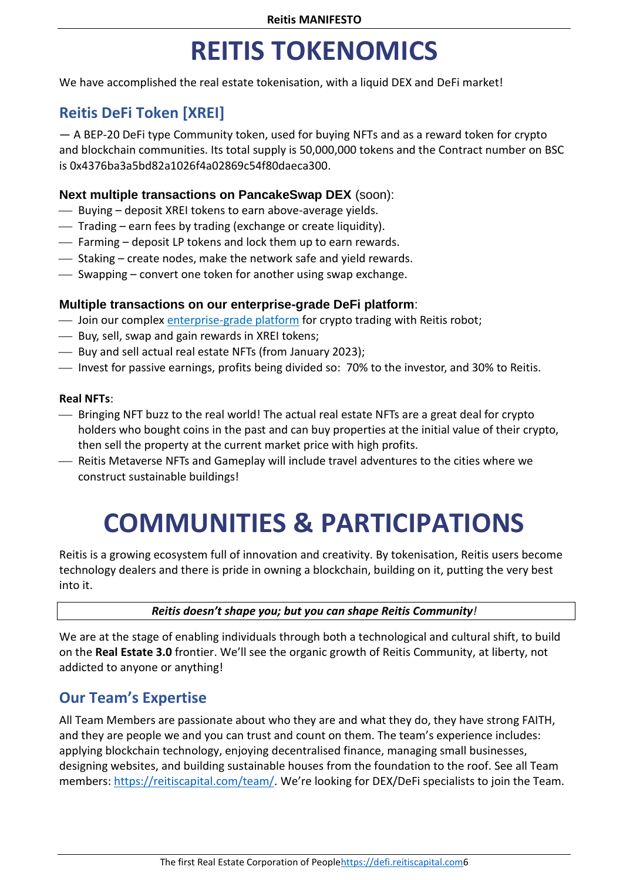# REITIS TOKENOMICS

We have accomplished the real estate tokenisation, with a liquid DEX and DeFi market!

## Reitis DeFi Token [XREI]

— A BEP-20 DeFi type Community token, used for buying NFTs and as a reward token for crypto and blockchain communities. Its total supply is 50,000,000 tokens and the Contract number on BSC is 0x4376ba3a5bd82a1026f4a02869c54f80daeca300.

### Next multiple transactions on PancakeSwap DEX (soon):

- Buying – deposit XREI tokens to earn above-average yields.
- Trading – earn fees by trading (exchange or create liquidity).
- Farming – deposit LP tokens and lock them up to earn rewards.
- Staking – create nodes, make the network safe and yield rewards.
- Swapping – convert one token for another using swap exchange.

### Multiple transactions on our enterprise-grade DeFi platform:

- Join our complex enterprise-grade platform for crypto trading with Reitis robot;
- Buy, sell, swap and gain rewards in XREI tokens;
- Buy and sell actual real estate NFTs (from January 2023);
- Invest for passive earnings, profits being divided so: 70% to the investor, and 30% to Reitis.

**Real NFTs**:

- Bringing NFT buzz to the real world! The actual real estate NFTs are a great deal for crypto holders who bought coins in the past and can buy properties at the initial value of their crypto, then sell the property at the current market price with high profits.
- Reitis Metaverse NFTs and Gameplay will include travel adventures to the cities where we construct sustainable buildings!

# COMMUNITIES & PARTICIPATIONS

Reitis is a growing ecosystem full of innovation and creativity. By tokenisation, Reitis users become technology dealers and there is pride in owning a blockchain, building on it, putting the very best into it.

***Reitis doesn't shape you; but you can shape Reitis Community!***

We are at the stage of enabling individuals through both a technological and cultural shift, to build on the **Real Estate 3.0** frontier. We'll see the organic growth of Reitis Community, at liberty, not addicted to anyone or anything!

## Our Team's Expertise

All Team Members are passionate about who they are and what they do, they have strong FAITH, and they are people we and you can trust and count on them. The team's experience includes: applying blockchain technology, enjoying decentralised finance, managing small businesses, designing websites, and building sustainable houses from the foundation to the roof. See all Team members: https://reitiscapital.com/team/. We're looking for DEX/DeFi specialists to join the Team.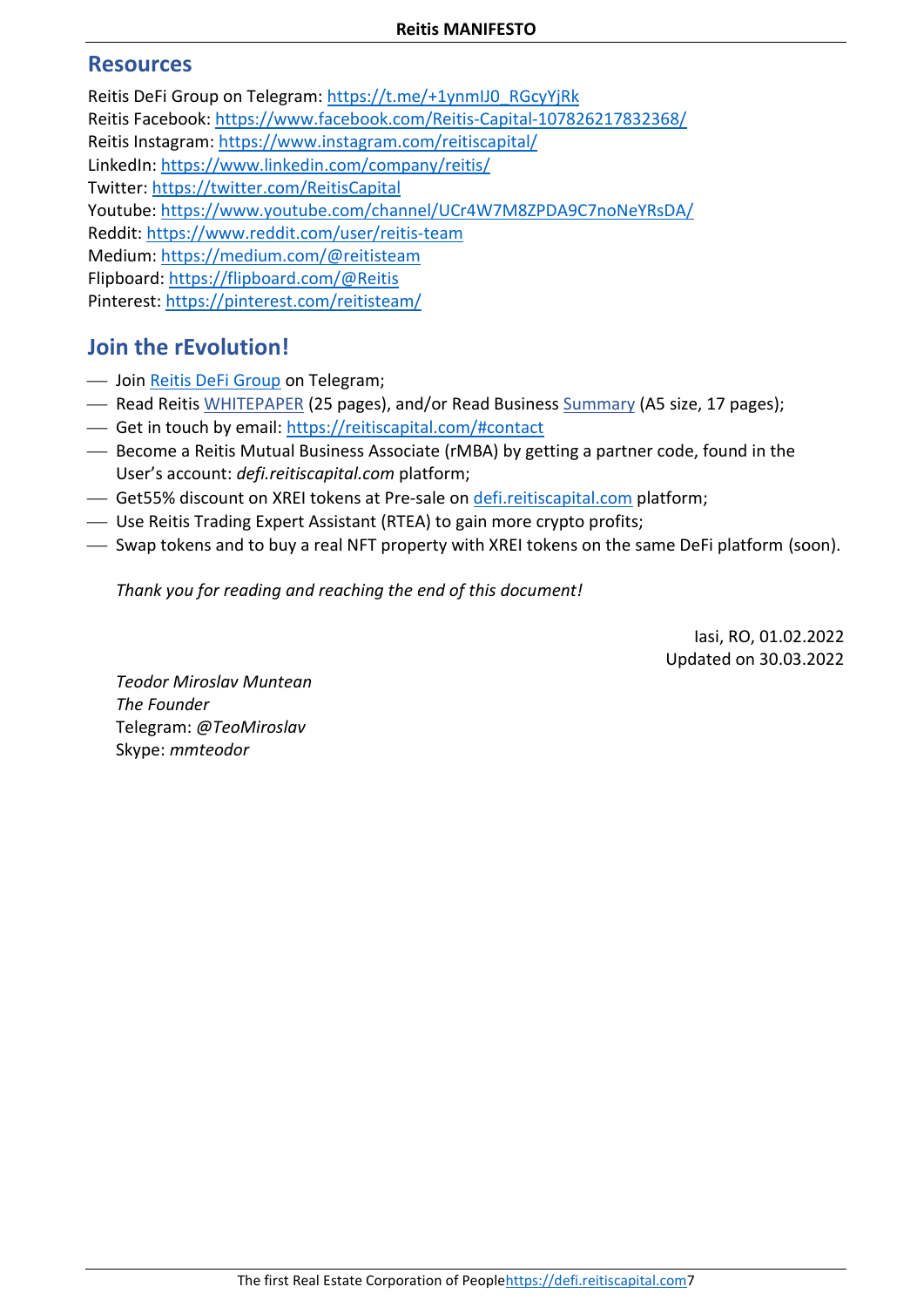## Resources

Reitis DeFi Group on Telegram: https://t.me/+1ynmIJ0_RGcyYjRk
Reitis Facebook: https://www.facebook.com/Reitis-Capital-107826217832368/
Reitis Instagram: https://www.instagram.com/reitiscapital/
LinkedIn: https://www.linkedin.com/company/reitis/
Twitter: https://twitter.com/ReitisCapital
Youtube: https://www.youtube.com/channel/UCr4W7M8ZPDA9C7noNeYRsDA/
Reddit: https://www.reddit.com/user/reitis-team
Medium: https://medium.com/@reitisteam
Flipboard: https://flipboard.com/@Reitis
Pinterest: https://pinterest.com/reitisteam/

## Join the rEvolution!

- Join Reitis DeFi Group on Telegram;
- Read Reitis WHITEPAPER (25 pages), and/or Read Business Summary (A5 size, 17 pages);
- Get in touch by email: https://reitiscapital.com/#contact
- Become a Reitis Mutual Business Associate (rMBA) by getting a partner code, found in the User's account: *defi.reitiscapital.com* platform;
- Get55% discount on XREI tokens at Pre-sale on defi.reitiscapital.com platform;
- Use Reitis Trading Expert Assistant (RTEA) to gain more crypto profits;
- Swap tokens and to buy a real NFT property with XREI tokens on the same DeFi platform (soon).

*Thank you for reading and reaching the end of this document!*

Iasi, RO, 01.02.2022
Updated on 30.03.2022

*Teodor Miroslav Muntean*
*The Founder*
Telegram: *@TeoMiroslav*
Skype: *mmteodor*